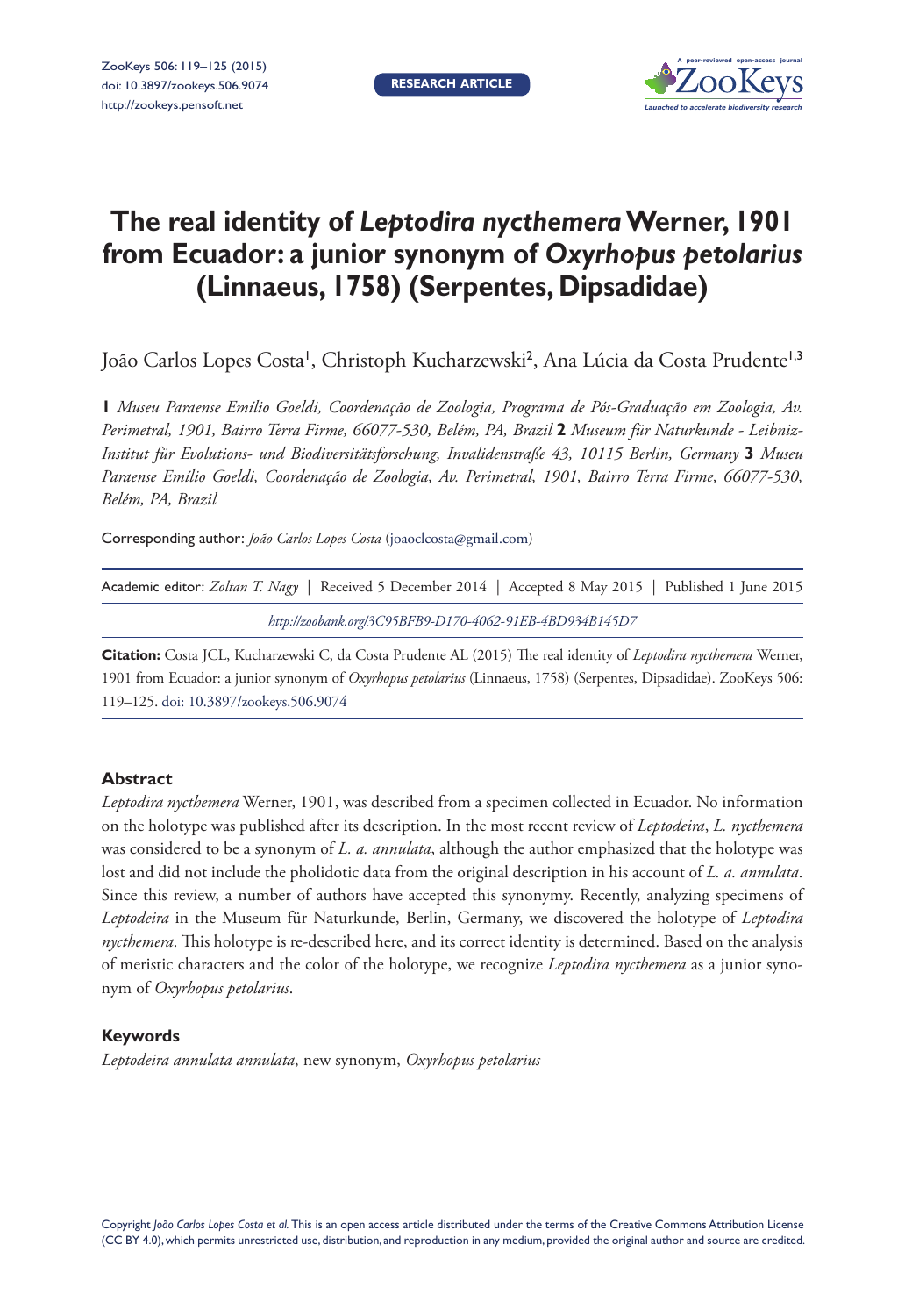# The real identity of *Leptodira nycthemera* Werner, 1901 from Ecuador: a junior synonym of *Oxyrhopus petolarius* (Linnaeus, 1758) (Serpentes, Dipsadidae)

João Carlos Lopes Costa[1], Christoph Kucharzewski[2], Ana Lúcia da Costa Prudente[1,3]

**1** *Museu Paraense Emílio Goeldi, Coordenação de Zoologia, Programa de Pós-Graduação em Zoologia, Av. Perimetral, 1901, Bairro Terra Firme, 66077-530, Belém, PA, Brazil* **2** *Museum für Naturkunde - Leibniz-Institut für Evolutions- und Biodiversitätsforschung, Invalidenstraße 43, 10115 Berlin, Germany* **3** *Museu Paraense Emílio Goeldi, Coordenação de Zoologia, Av. Perimetral, 1901, Bairro Terra Firme, 66077-530, Belém, PA, Brazil*

Corresponding author: *João Carlos Lopes Costa* (joaoclcosta@gmail.com)

Academic editor: *Zoltan T. Nagy* | Received 5 December 2014 | Accepted 8 May 2015 | Published 1 June 2015

*http://zoobank.org/3C95BFB9-D170-4062-91EB-4BD934B145D7*

**Citation:** Costa JCL, Kucharzewski C, da Costa Prudente AL (2015) The real identity of *Leptodira nycthemera* Werner, 1901 from Ecuador: a junior synonym of *Oxyrhopus petolarius* (Linnaeus, 1758) (Serpentes, Dipsadidae). ZooKeys 506: 119–125. doi: 10.3897/zookeys.506.9074

## Abstract

*Leptodira nycthemera* Werner, 1901, was described from a specimen collected in Ecuador. No information on the holotype was published after its description. In the most recent review of *Leptodeira*, *L. nycthemera* was considered to be a synonym of *L. a. annulata*, although the author emphasized that the holotype was lost and did not include the pholidotic data from the original description in his account of *L. a. annulata*. Since this review, a number of authors have accepted this synonymy. Recently, analyzing specimens of *Leptodeira* in the Museum für Naturkunde, Berlin, Germany, we discovered the holotype of *Leptodira nycthemera*. This holotype is re-described here, and its correct identity is determined. Based on the analysis of meristic characters and the color of the holotype, we recognize *Leptodira nycthemera* as a junior synonym of *Oxyrhopus petolarius*.

## Keywords

*Leptodeira annulata annulata*, new synonym, *Oxyrhopus petolarius*

Copyright *João Carlos Lopes Costa et al.* This is an open access article distributed under the terms of the Creative Commons Attribution License (CC BY 4.0), which permits unrestricted use, distribution, and reproduction in any medium, provided the original author and source are credited.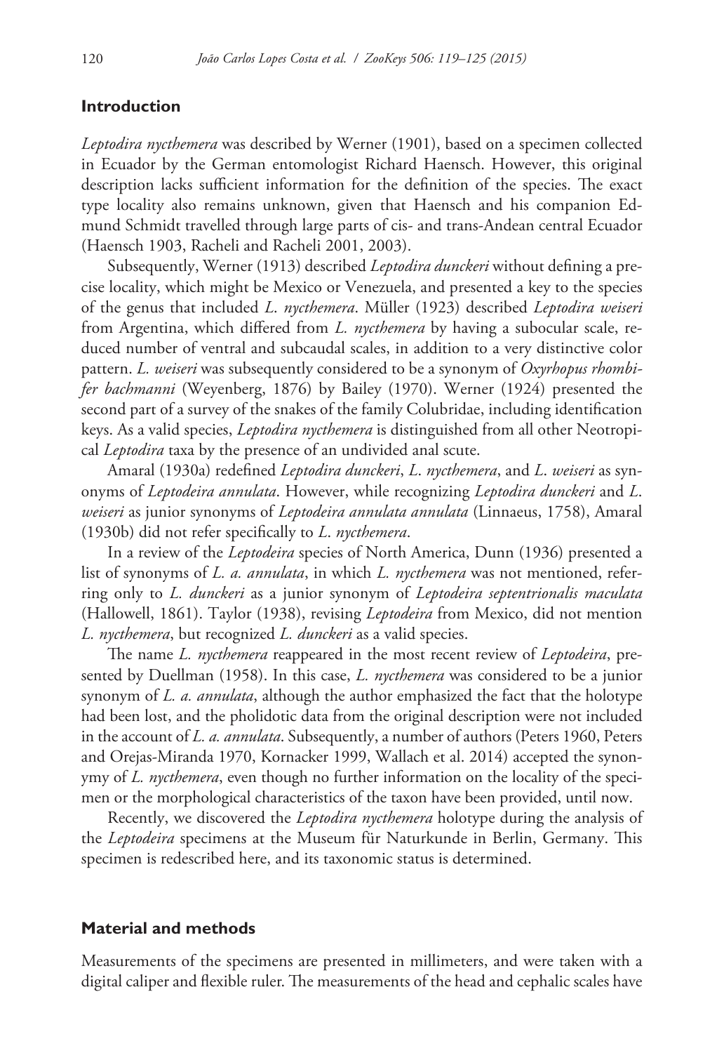## Introduction

*Leptodira nycthemera* was described by Werner (1901), based on a specimen collected in Ecuador by the German entomologist Richard Haensch. However, this original description lacks sufficient information for the definition of the species. The exact type locality also remains unknown, given that Haensch and his companion Edmund Schmidt travelled through large parts of cis- and trans-Andean central Ecuador (Haensch 1903, Racheli and Racheli 2001, 2003).

Subsequently, Werner (1913) described *Leptodira dunckeri* without defining a precise locality, which might be Mexico or Venezuela, and presented a key to the species of the genus that included *L. nycthemera*. Müller (1923) described *Leptodira weiseri* from Argentina, which differed from *L. nycthemera* by having a subocular scale, reduced number of ventral and subcaudal scales, in addition to a very distinctive color pattern. *L. weiseri* was subsequently considered to be a synonym of *Oxyrhopus rhombifer bachmanni* (Weyenberg, 1876) by Bailey (1970). Werner (1924) presented the second part of a survey of the snakes of the family Colubridae, including identification keys. As a valid species, *Leptodira nycthemera* is distinguished from all other Neotropical *Leptodira* taxa by the presence of an undivided anal scute.

Amaral (1930a) redefined *Leptodira dunckeri*, *L. nycthemera*, and *L. weiseri* as synonyms of *Leptodeira annulata*. However, while recognizing *Leptodira dunckeri* and *L. weiseri* as junior synonyms of *Leptodeira annulata annulata* (Linnaeus, 1758), Amaral (1930b) did not refer specifically to *L. nycthemera*.

In a review of the *Leptodeira* species of North America, Dunn (1936) presented a list of synonyms of *L. a. annulata*, in which *L. nycthemera* was not mentioned, referring only to *L. dunckeri* as a junior synonym of *Leptodeira septentrionalis maculata* (Hallowell, 1861). Taylor (1938), revising *Leptodeira* from Mexico, did not mention *L. nycthemera*, but recognized *L. dunckeri* as a valid species.

The name *L. nycthemera* reappeared in the most recent review of *Leptodeira*, presented by Duellman (1958). In this case, *L. nycthemera* was considered to be a junior synonym of *L. a. annulata*, although the author emphasized the fact that the holotype had been lost, and the pholidotic data from the original description were not included in the account of *L. a. annulata*. Subsequently, a number of authors (Peters 1960, Peters and Orejas-Miranda 1970, Kornacker 1999, Wallach et al. 2014) accepted the synonymy of *L. nycthemera*, even though no further information on the locality of the specimen or the morphological characteristics of the taxon have been provided, until now.

Recently, we discovered the *Leptodira nycthemera* holotype during the analysis of the *Leptodeira* specimens at the Museum für Naturkunde in Berlin, Germany. This specimen is redescribed here, and its taxonomic status is determined.

## Material and methods

Measurements of the specimens are presented in millimeters, and were taken with a digital caliper and flexible ruler. The measurements of the head and cephalic scales have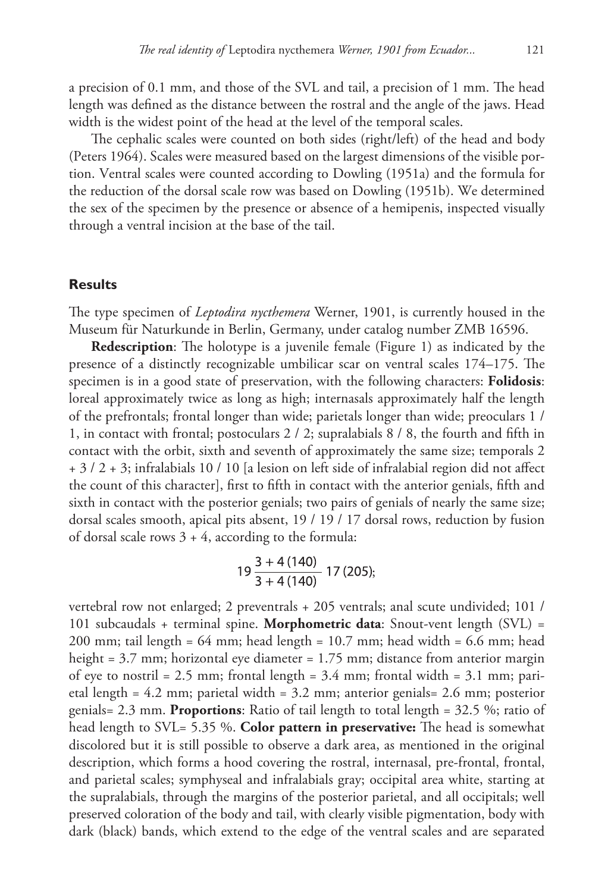a precision of 0.1 mm, and those of the SVL and tail, a precision of 1 mm. The head length was defined as the distance between the rostral and the angle of the jaws. Head width is the widest point of the head at the level of the temporal scales.

The cephalic scales were counted on both sides (right/left) of the head and body (Peters 1964). Scales were measured based on the largest dimensions of the visible portion. Ventral scales were counted according to Dowling (1951a) and the formula for the reduction of the dorsal scale row was based on Dowling (1951b). We determined the sex of the specimen by the presence or absence of a hemipenis, inspected visually through a ventral incision at the base of the tail.

## Results

The type specimen of *Leptodira nycthemera* Werner, 1901, is currently housed in the Museum für Naturkunde in Berlin, Germany, under catalog number ZMB 16596.

**Redescription**: The holotype is a juvenile female (Figure 1) as indicated by the presence of a distinctly recognizable umbilicar scar on ventral scales 174–175. The specimen is in a good state of preservation, with the following characters: **Folidosis**: loreal approximately twice as long as high; internasals approximately half the length of the prefrontals; frontal longer than wide; parietals longer than wide; preoculars 1 / 1, in contact with frontal; postoculars 2 / 2; supralabials 8 / 8, the fourth and fifth in contact with the orbit, sixth and seventh of approximately the same size; temporals 2 + 3 / 2 + 3; infralabials 10 / 10 [a lesion on left side of infralabial region did not affect the count of this character], first to fifth in contact with the anterior genials, fifth and sixth in contact with the posterior genials; two pairs of genials of nearly the same size; dorsal scales smooth, apical pits absent, 19 / 19 / 17 dorsal rows, reduction by fusion of dorsal scale rows 3 + 4, according to the formula:

$$19 \frac{3 + 4\ (140)}{3 + 4\ (140)}\ 17\ (205);$$

vertebral row not enlarged; 2 preventrals + 205 ventrals; anal scute undivided; 101 / 101 subcaudals + terminal spine. **Morphometric data**: Snout-vent length (SVL) = 200 mm; tail length = 64 mm; head length = 10.7 mm; head width = 6.6 mm; head height = 3.7 mm; horizontal eye diameter = 1.75 mm; distance from anterior margin of eye to nostril = 2.5 mm; frontal length = 3.4 mm; frontal width = 3.1 mm; parietal length = 4.2 mm; parietal width = 3.2 mm; anterior genials= 2.6 mm; posterior genials= 2.3 mm. **Proportions**: Ratio of tail length to total length = 32.5 %; ratio of head length to SVL= 5.35 %. **Color pattern in preservative:** The head is somewhat discolored but it is still possible to observe a dark area, as mentioned in the original description, which forms a hood covering the rostral, internasal, pre-frontal, frontal, and parietal scales; symphyseal and infralabials gray; occipital area white, starting at the supralabials, through the margins of the posterior parietal, and all occipitals; well preserved coloration of the body and tail, with clearly visible pigmentation, body with dark (black) bands, which extend to the edge of the ventral scales and are separated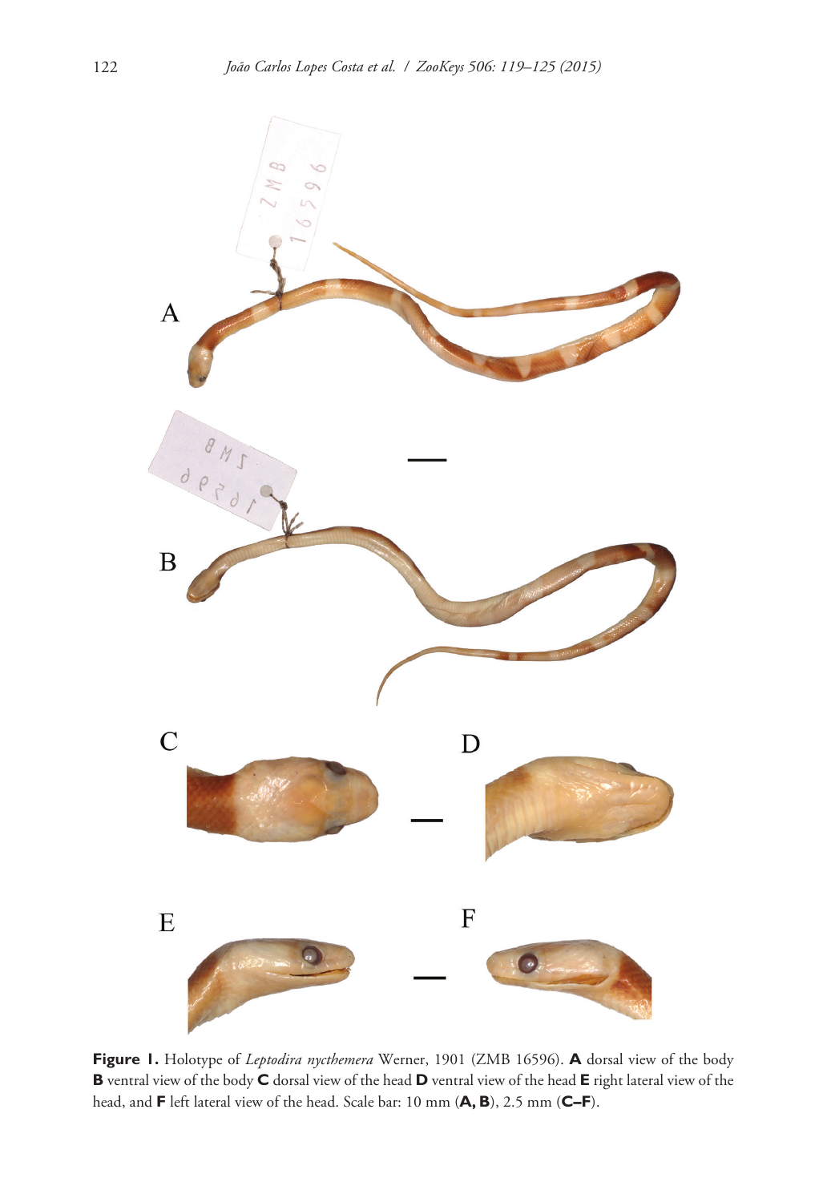**Figure 1.** Holotype of *Leptodira nycthemera* Werner, 1901 (ZMB 16596). **A** dorsal view of the body **B** ventral view of the body **C** dorsal view of the head **D** ventral view of the head **E** right lateral view of the head, and **F** left lateral view of the head. Scale bar: 10 mm (**A, B**), 2.5 mm (**C–F**).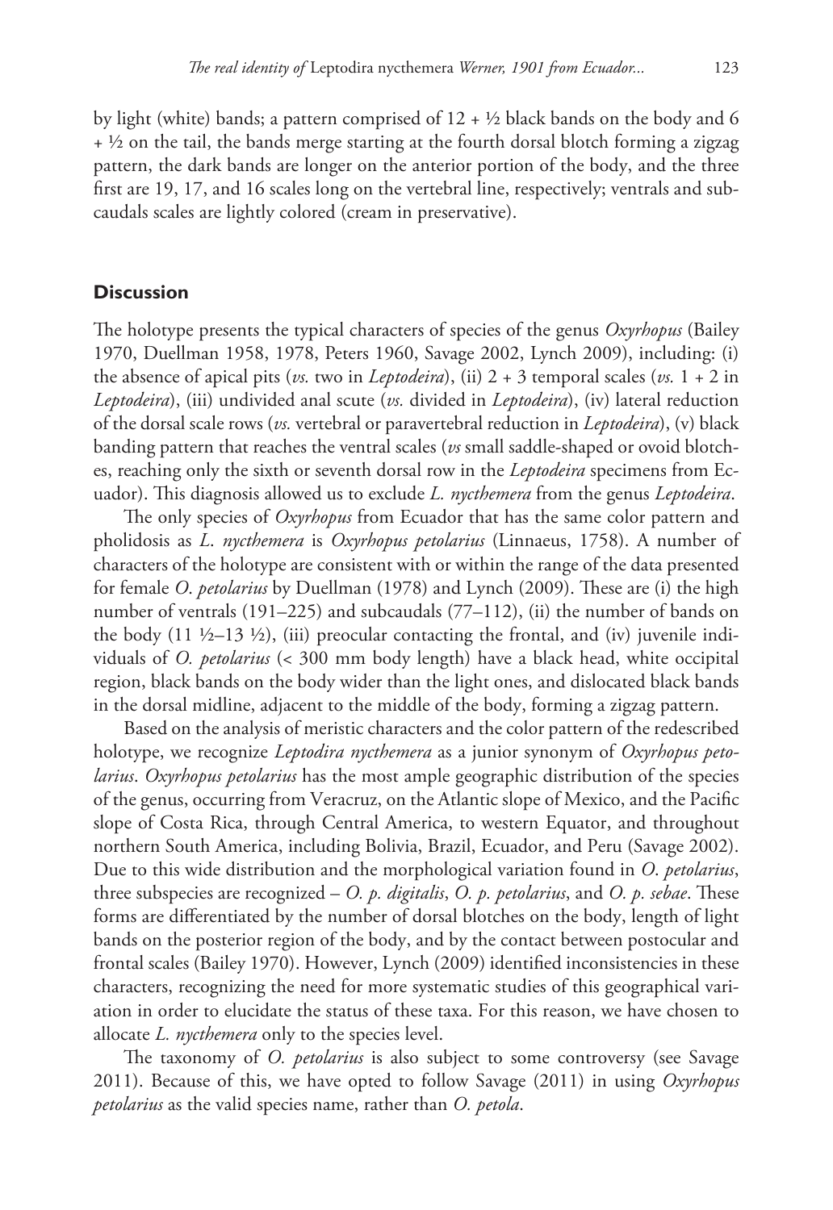by light (white) bands; a pattern comprised of 12 + ½ black bands on the body and 6 + ½ on the tail, the bands merge starting at the fourth dorsal blotch forming a zigzag pattern, the dark bands are longer on the anterior portion of the body, and the three first are 19, 17, and 16 scales long on the vertebral line, respectively; ventrals and subcaudals scales are lightly colored (cream in preservative).

## Discussion

The holotype presents the typical characters of species of the genus *Oxyrhopus* (Bailey 1970, Duellman 1958, 1978, Peters 1960, Savage 2002, Lynch 2009), including: (i) the absence of apical pits (*vs.* two in *Leptodeira*), (ii) 2 + 3 temporal scales (*vs.* 1 + 2 in *Leptodeira*), (iii) undivided anal scute (*vs.* divided in *Leptodeira*), (iv) lateral reduction of the dorsal scale rows (*vs.* vertebral or paravertebral reduction in *Leptodeira*), (v) black banding pattern that reaches the ventral scales (*vs* small saddle-shaped or ovoid blotches, reaching only the sixth or seventh dorsal row in the *Leptodeira* specimens from Ecuador). This diagnosis allowed us to exclude *L. nycthemera* from the genus *Leptodeira*.

The only species of *Oxyrhopus* from Ecuador that has the same color pattern and pholidosis as *L. nycthemera* is *Oxyrhopus petolarius* (Linnaeus, 1758). A number of characters of the holotype are consistent with or within the range of the data presented for female *O. petolarius* by Duellman (1978) and Lynch (2009). These are (i) the high number of ventrals (191–225) and subcaudals (77–112), (ii) the number of bands on the body (11 ½–13 ½), (iii) preocular contacting the frontal, and (iv) juvenile individuals of *O. petolarius* (< 300 mm body length) have a black head, white occipital region, black bands on the body wider than the light ones, and dislocated black bands in the dorsal midline, adjacent to the middle of the body, forming a zigzag pattern.

Based on the analysis of meristic characters and the color pattern of the redescribed holotype, we recognize *Leptodira nycthemera* as a junior synonym of *Oxyrhopus petolarius*. *Oxyrhopus petolarius* has the most ample geographic distribution of the species of the genus, occurring from Veracruz, on the Atlantic slope of Mexico, and the Pacific slope of Costa Rica, through Central America, to western Equator, and throughout northern South America, including Bolivia, Brazil, Ecuador, and Peru (Savage 2002). Due to this wide distribution and the morphological variation found in *O. petolarius*, three subspecies are recognized – *O. p. digitalis*, *O. p. petolarius*, and *O. p. sebae*. These forms are differentiated by the number of dorsal blotches on the body, length of light bands on the posterior region of the body, and by the contact between postocular and frontal scales (Bailey 1970). However, Lynch (2009) identified inconsistencies in these characters, recognizing the need for more systematic studies of this geographical variation in order to elucidate the status of these taxa. For this reason, we have chosen to allocate *L. nycthemera* only to the species level.

The taxonomy of *O. petolarius* is also subject to some controversy (see Savage 2011). Because of this, we have opted to follow Savage (2011) in using *Oxyrhopus petolarius* as the valid species name, rather than *O. petola*.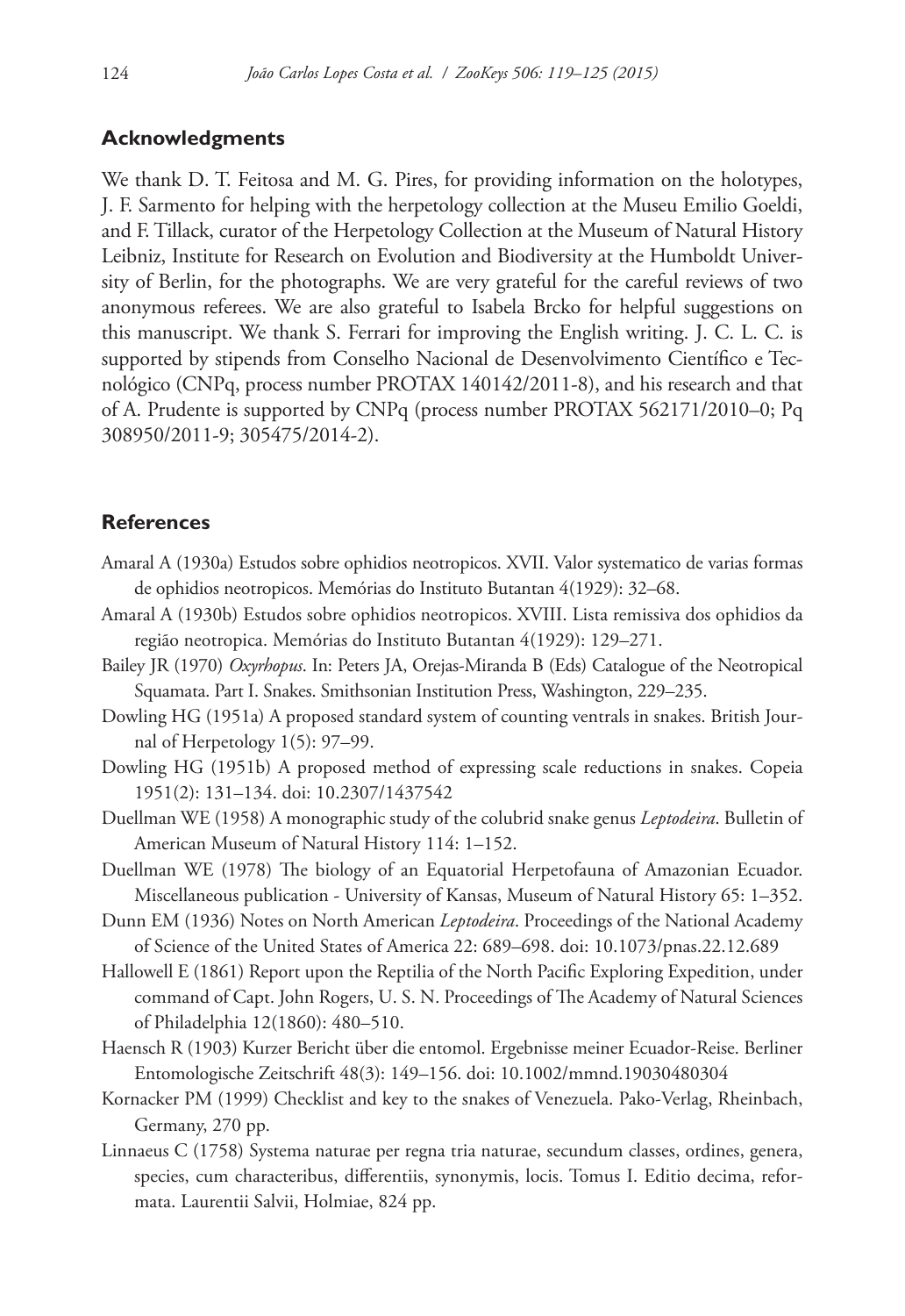## Acknowledgments

We thank D. T. Feitosa and M. G. Pires, for providing information on the holotypes, J. F. Sarmento for helping with the herpetology collection at the Museu Emilio Goeldi, and F. Tillack, curator of the Herpetology Collection at the Museum of Natural History Leibniz, Institute for Research on Evolution and Biodiversity at the Humboldt University of Berlin, for the photographs. We are very grateful for the careful reviews of two anonymous referees. We are also grateful to Isabela Brcko for helpful suggestions on this manuscript. We thank S. Ferrari for improving the English writing. J. C. L. C. is supported by stipends from Conselho Nacional de Desenvolvimento Científico e Tecnológico (CNPq, process number PROTAX 140142/2011-8), and his research and that of A. Prudente is supported by CNPq (process number PROTAX 562171/2010–0; Pq 308950/2011-9; 305475/2014-2).

## References

Amaral A (1930a) Estudos sobre ophidios neotropicos. XVII. Valor systematico de varias formas de ophidios neotropicos. Memórias do Instituto Butantan 4(1929): 32–68.

Amaral A (1930b) Estudos sobre ophidios neotropicos. XVIII. Lista remissiva dos ophidios da região neotropica. Memórias do Instituto Butantan 4(1929): 129–271.

Bailey JR (1970) *Oxyrhopus*. In: Peters JA, Orejas-Miranda B (Eds) Catalogue of the Neotropical Squamata. Part I. Snakes. Smithsonian Institution Press, Washington, 229–235.

Dowling HG (1951a) A proposed standard system of counting ventrals in snakes. British Journal of Herpetology 1(5): 97–99.

Dowling HG (1951b) A proposed method of expressing scale reductions in snakes. Copeia 1951(2): 131–134. doi: 10.2307/1437542

Duellman WE (1958) A monographic study of the colubrid snake genus *Leptodeira*. Bulletin of American Museum of Natural History 114: 1–152.

Duellman WE (1978) The biology of an Equatorial Herpetofauna of Amazonian Ecuador. Miscellaneous publication - University of Kansas, Museum of Natural History 65: 1–352.

Dunn EM (1936) Notes on North American *Leptodeira*. Proceedings of the National Academy of Science of the United States of America 22: 689–698. doi: 10.1073/pnas.22.12.689

Hallowell E (1861) Report upon the Reptilia of the North Pacific Exploring Expedition, under command of Capt. John Rogers, U. S. N. Proceedings of The Academy of Natural Sciences of Philadelphia 12(1860): 480–510.

Haensch R (1903) Kurzer Bericht über die entomol. Ergebnisse meiner Ecuador-Reise. Berliner Entomologische Zeitschrift 48(3): 149–156. doi: 10.1002/mmnd.19030480304

Kornacker PM (1999) Checklist and key to the snakes of Venezuela. Pako-Verlag, Rheinbach, Germany, 270 pp.

Linnaeus C (1758) Systema naturae per regna tria naturae, secundum classes, ordines, genera, species, cum characteribus, differentiis, synonymis, locis. Tomus I. Editio decima, reformata. Laurentii Salvii, Holmiae, 824 pp.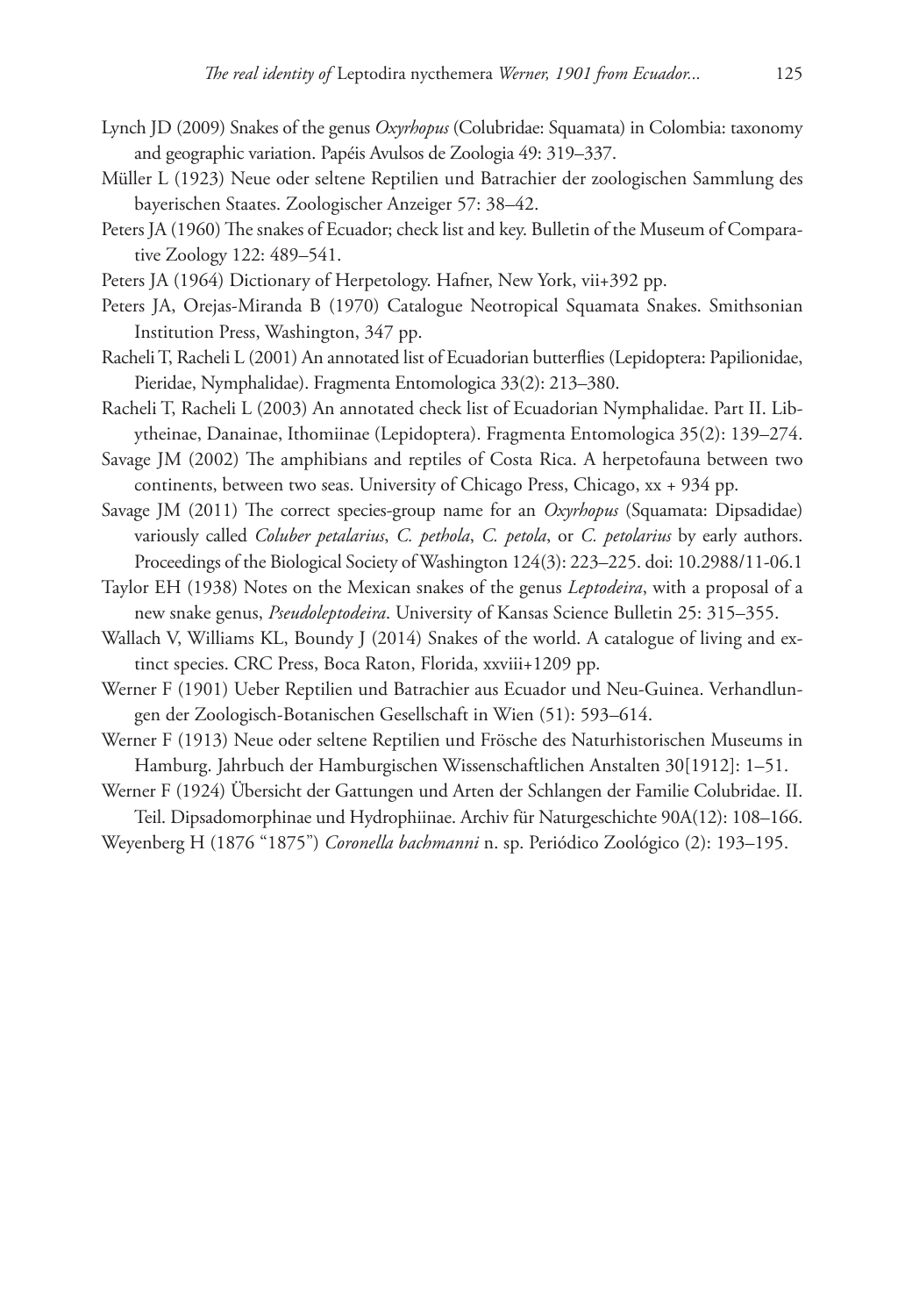Lynch JD (2009) Snakes of the genus *Oxyrhopus* (Colubridae: Squamata) in Colombia: taxonomy and geographic variation. Papéis Avulsos de Zoologia 49: 319–337.

Müller L (1923) Neue oder seltene Reptilien und Batrachier der zoologischen Sammlung des bayerischen Staates. Zoologischer Anzeiger 57: 38–42.

Peters JA (1960) The snakes of Ecuador; check list and key. Bulletin of the Museum of Comparative Zoology 122: 489–541.

Peters JA (1964) Dictionary of Herpetology. Hafner, New York, vii+392 pp.

Peters JA, Orejas-Miranda B (1970) Catalogue Neotropical Squamata Snakes. Smithsonian Institution Press, Washington, 347 pp.

Racheli T, Racheli L (2001) An annotated list of Ecuadorian butterflies (Lepidoptera: Papilionidae, Pieridae, Nymphalidae). Fragmenta Entomologica 33(2): 213–380.

Racheli T, Racheli L (2003) An annotated check list of Ecuadorian Nymphalidae. Part II. Libytheinae, Danainae, Ithomiinae (Lepidoptera). Fragmenta Entomologica 35(2): 139–274.

Savage JM (2002) The amphibians and reptiles of Costa Rica. A herpetofauna between two continents, between two seas. University of Chicago Press, Chicago, xx + 934 pp.

Savage JM (2011) The correct species-group name for an *Oxyrhopus* (Squamata: Dipsadidae) variously called *Coluber petalarius*, *C. pethola*, *C. petola*, or *C. petolarius* by early authors. Proceedings of the Biological Society of Washington 124(3): 223–225. doi: 10.2988/11-06.1

Taylor EH (1938) Notes on the Mexican snakes of the genus *Leptodeira*, with a proposal of a new snake genus, *Pseudoleptodeira*. University of Kansas Science Bulletin 25: 315–355.

Wallach V, Williams KL, Boundy J (2014) Snakes of the world. A catalogue of living and extinct species. CRC Press, Boca Raton, Florida, xxviii+1209 pp.

Werner F (1901) Ueber Reptilien und Batrachier aus Ecuador und Neu-Guinea. Verhandlungen der Zoologisch-Botanischen Gesellschaft in Wien (51): 593–614.

Werner F (1913) Neue oder seltene Reptilien und Frösche des Naturhistorischen Museums in Hamburg. Jahrbuch der Hamburgischen Wissenschaftlichen Anstalten 30[1912]: 1–51.

Werner F (1924) Übersicht der Gattungen und Arten der Schlangen der Familie Colubridae. II. Teil. Dipsadomorphinae und Hydrophiinae. Archiv für Naturgeschichte 90A(12): 108–166.

Weyenberg H (1876 "1875") *Coronella bachmanni* n. sp. Periódico Zoológico (2): 193–195.